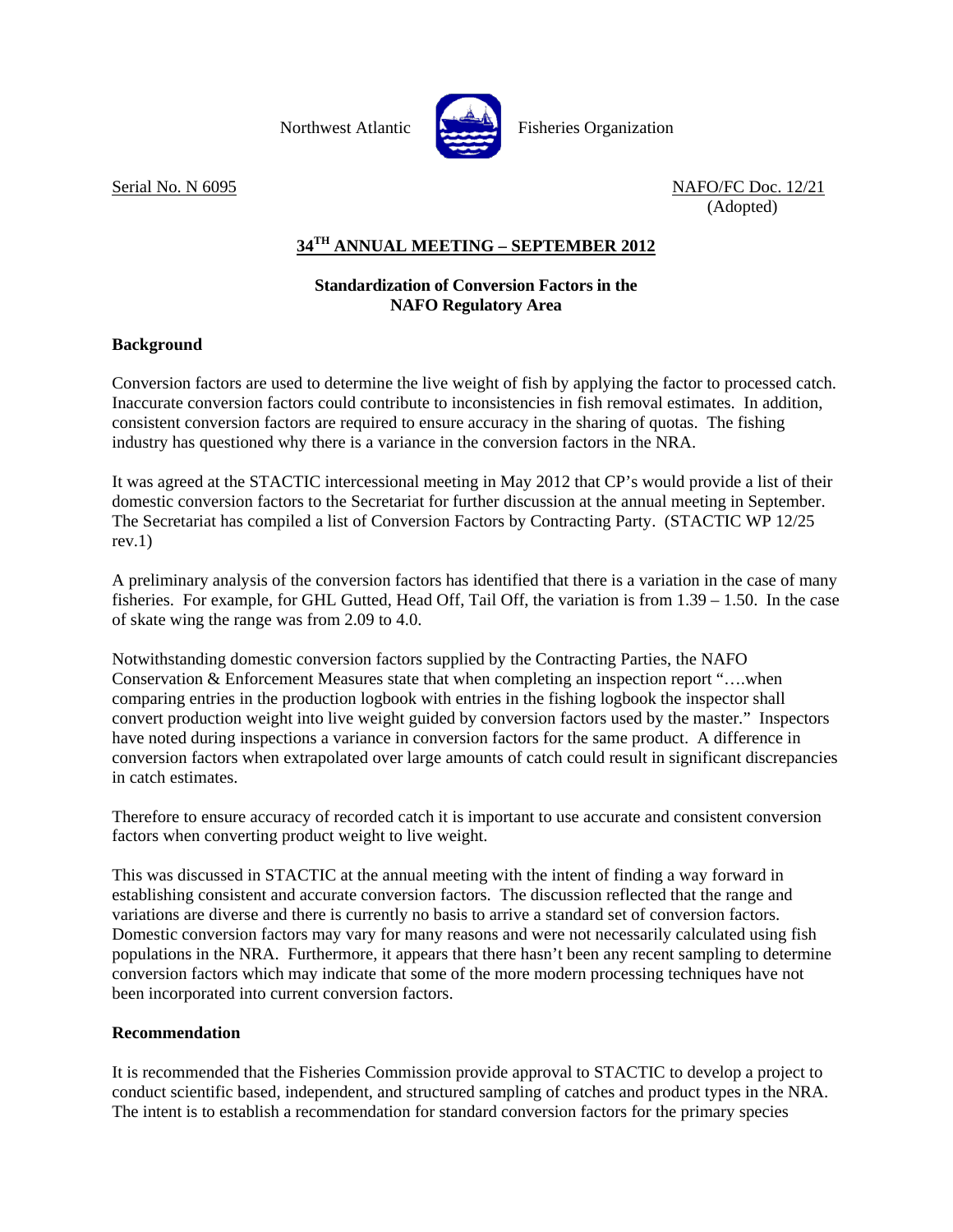Northwest Atlantic Fisheries Organization

Serial No. N 6095

NAFO/FC Doc. 12/21
(Adopted)

## 34TH ANNUAL MEETING – SEPTEMBER 2012

### Standardization of Conversion Factors in the NAFO Regulatory Area

**Background**

Conversion factors are used to determine the live weight of fish by applying the factor to processed catch. Inaccurate conversion factors could contribute to inconsistencies in fish removal estimates. In addition, consistent conversion factors are required to ensure accuracy in the sharing of quotas. The fishing industry has questioned why there is a variance in the conversion factors in the NRA.

It was agreed at the STACTIC intercessional meeting in May 2012 that CP's would provide a list of their domestic conversion factors to the Secretariat for further discussion at the annual meeting in September. The Secretariat has compiled a list of Conversion Factors by Contracting Party. (STACTIC WP 12/25 rev.1)

A preliminary analysis of the conversion factors has identified that there is a variation in the case of many fisheries. For example, for GHL Gutted, Head Off, Tail Off, the variation is from 1.39 – 1.50. In the case of skate wing the range was from 2.09 to 4.0.

Notwithstanding domestic conversion factors supplied by the Contracting Parties, the NAFO Conservation & Enforcement Measures state that when completing an inspection report "….when comparing entries in the production logbook with entries in the fishing logbook the inspector shall convert production weight into live weight guided by conversion factors used by the master." Inspectors have noted during inspections a variance in conversion factors for the same product. A difference in conversion factors when extrapolated over large amounts of catch could result in significant discrepancies in catch estimates.

Therefore to ensure accuracy of recorded catch it is important to use accurate and consistent conversion factors when converting product weight to live weight.

This was discussed in STACTIC at the annual meeting with the intent of finding a way forward in establishing consistent and accurate conversion factors. The discussion reflected that the range and variations are diverse and there is currently no basis to arrive a standard set of conversion factors. Domestic conversion factors may vary for many reasons and were not necessarily calculated using fish populations in the NRA. Furthermore, it appears that there hasn't been any recent sampling to determine conversion factors which may indicate that some of the more modern processing techniques have not been incorporated into current conversion factors.

**Recommendation**

It is recommended that the Fisheries Commission provide approval to STACTIC to develop a project to conduct scientific based, independent, and structured sampling of catches and product types in the NRA. The intent is to establish a recommendation for standard conversion factors for the primary species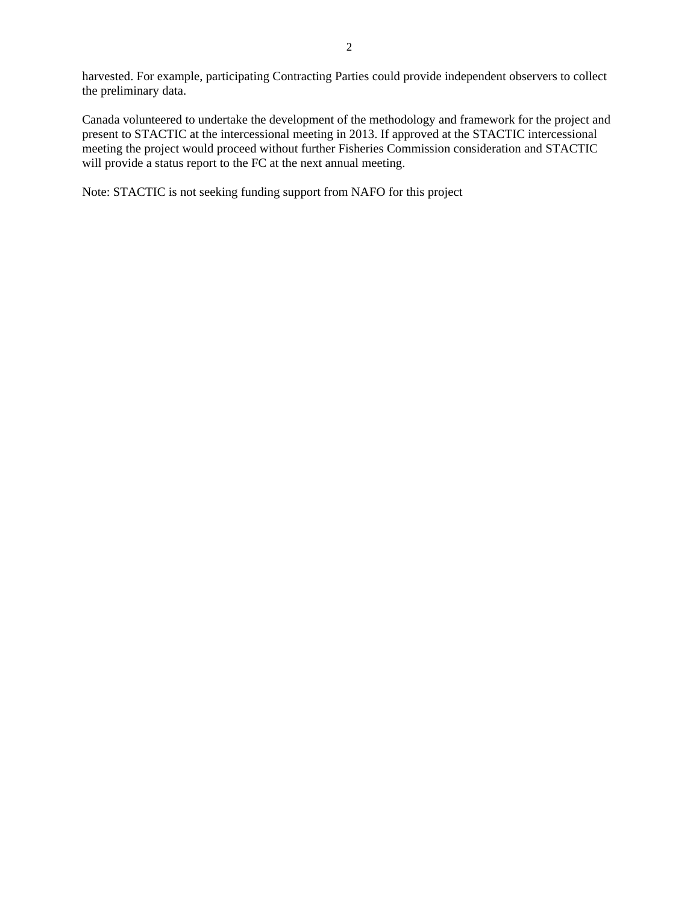harvested. For example, participating Contracting Parties could provide independent observers to collect the preliminary data.

Canada volunteered to undertake the development of the methodology and framework for the project and present to STACTIC at the intercessional meeting in 2013. If approved at the STACTIC intercessional meeting the project would proceed without further Fisheries Commission consideration and STACTIC will provide a status report to the FC at the next annual meeting.

Note: STACTIC is not seeking funding support from NAFO for this project